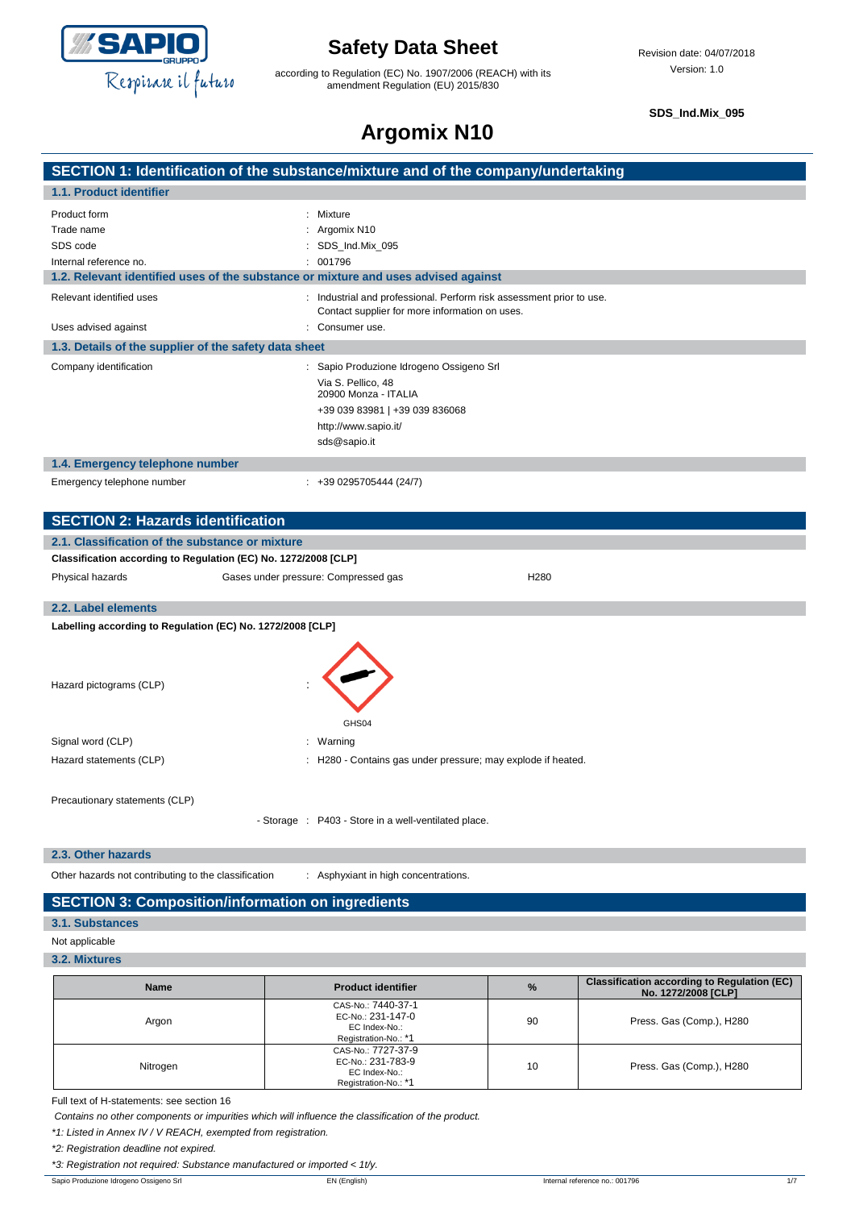# Safety Data Sheet

according to Regulation (EC) No. 1907/2006 (REACH) with its amendment Regulation (EU) 2015/830

Revision date: 04/07/2018
Version: 1.0

**SDS_Ind.Mix_095**

# Argomix N10

## SECTION 1: Identification of the substance/mixture and of the company/undertaking

### 1.1. Product identifier

| | |
|---|---|
| Product form | : Mixture |
| Trade name | : Argomix N10 |
| SDS code | : SDS_Ind.Mix_095 |
| Internal reference no. | : 001796 |

### 1.2. Relevant identified uses of the substance or mixture and uses advised against

| | |
|---|---|
| Relevant identified uses | : Industrial and professional. Perform risk assessment prior to use. Contact supplier for more information on uses. |
| Uses advised against | : Consumer use. |

### 1.3. Details of the supplier of the safety data sheet

Company identification : Sapio Produzione Idrogeno Ossigeno Srl
Via S. Pellico, 48
20900 Monza - ITALIA
+39 039 83981 | +39 039 836068
http://www.sapio.it/
sds@sapio.it

### 1.4. Emergency telephone number

Emergency telephone number : +39 0295705444 (24/7)

## SECTION 2: Hazards identification

### 2.1. Classification of the substance or mixture

**Classification according to Regulation (EC) No. 1272/2008 [CLP]**

| | | |
|---|---|---|
| Physical hazards | Gases under pressure: Compressed gas | H280 |

### 2.2. Label elements

**Labelling according to Regulation (EC) No. 1272/2008 [CLP]**

Hazard pictograms (CLP) : GHS04

| | |
|---|---|
| Signal word (CLP) | : Warning |
| Hazard statements (CLP) | : H280 - Contains gas under pressure; may explode if heated. |

Precautionary statements (CLP)

- Storage : P403 - Store in a well-ventilated place.

### 2.3. Other hazards

Other hazards not contributing to the classification : Asphyxiant in high concentrations.

## SECTION 3: Composition/information on ingredients

### 3.1. Substances

Not applicable

### 3.2. Mixtures

| Name | Product identifier | % | Classification according to Regulation (EC) No. 1272/2008 [CLP] |
|---|---|---|---|
| Argon | CAS-No.: 7440-37-1<br>EC-No.: 231-147-0<br>EC Index-No.:<br>Registration-No.: *1 | 90 | Press. Gas (Comp.), H280 |
| Nitrogen | CAS-No.: 7727-37-9<br>EC-No.: 231-783-9<br>EC Index-No.:<br>Registration-No.: *1 | 10 | Press. Gas (Comp.), H280 |

Full text of H-statements: see section 16

*Contains no other components or impurities which will influence the classification of the product.*

*\*1: Listed in Annex IV / V REACH, exempted from registration.*

*\*2: Registration deadline not expired.*

*\*3: Registration not required: Substance manufactured or imported < 1t/y.*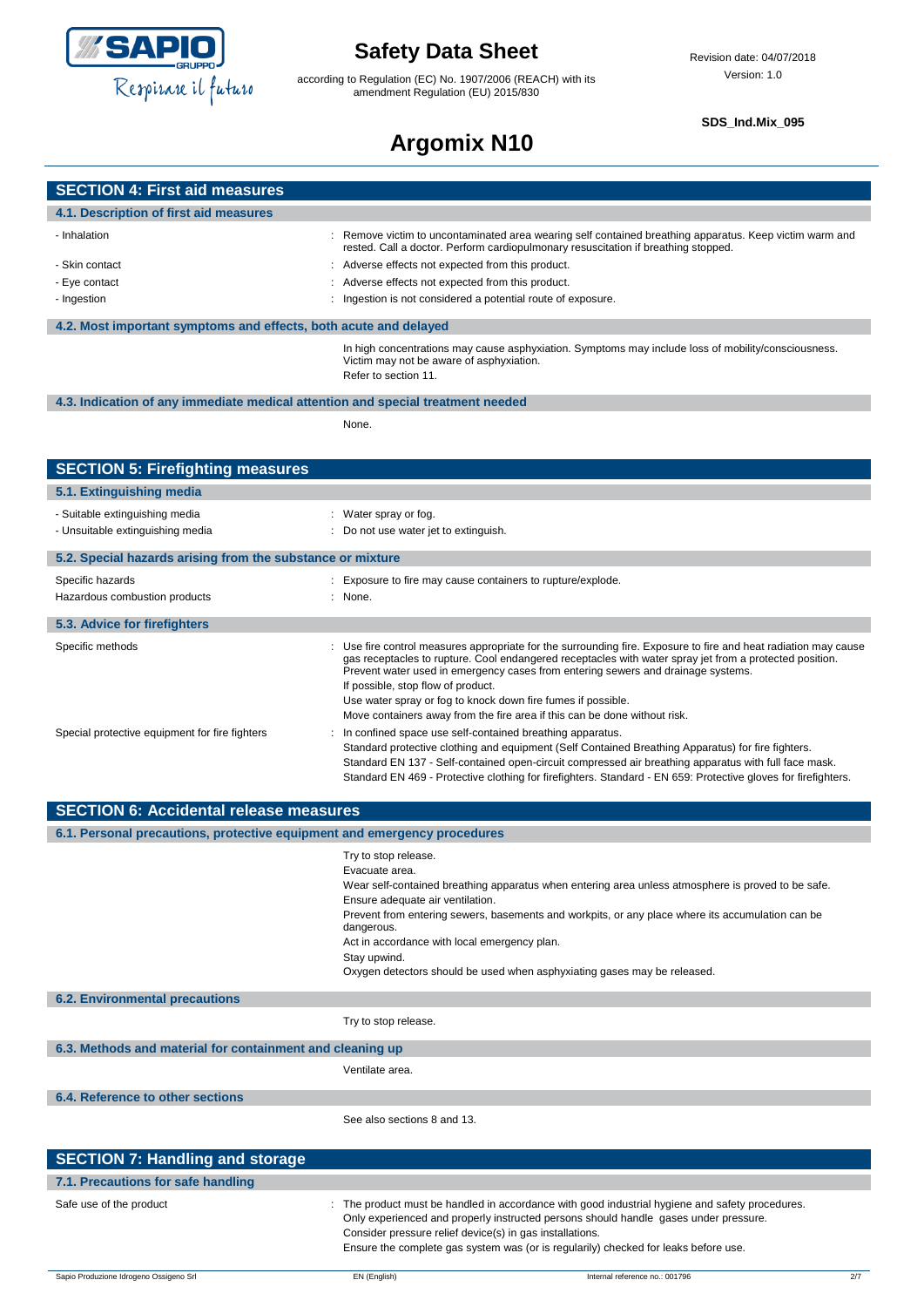# SECTION 4: First aid measures

## 4.1. Description of first aid measures

| | |
|---|---|
| - Inhalation | : Remove victim to uncontaminated area wearing self contained breathing apparatus. Keep victim warm and rested. Call a doctor. Perform cardiopulmonary resuscitation if breathing stopped. |
| - Skin contact | : Adverse effects not expected from this product. |
| - Eye contact | : Adverse effects not expected from this product. |
| - Ingestion | : Ingestion is not considered a potential route of exposure. |

## 4.2. Most important symptoms and effects, both acute and delayed

In high concentrations may cause asphyxiation. Symptoms may include loss of mobility/consciousness. Victim may not be aware of asphyxiation.

Refer to section 11.

## 4.3. Indication of any immediate medical attention and special treatment needed

None.

# SECTION 5: Firefighting measures

## 5.1. Extinguishing media

| | |
|---|---|
| - Suitable extinguishing media | : Water spray or fog. |
| - Unsuitable extinguishing media | : Do not use water jet to extinguish. |

## 5.2. Special hazards arising from the substance or mixture

| | |
|---|---|
| Specific hazards | : Exposure to fire may cause containers to rupture/explode. |
| Hazardous combustion products | : None. |

## 5.3. Advice for firefighters

Specific methods : Use fire control measures appropriate for the surrounding fire. Exposure to fire and heat radiation may cause gas receptacles to rupture. Cool endangered receptacles with water spray jet from a protected position. Prevent water used in emergency cases from entering sewers and drainage systems.

If possible, stop flow of product.

Use water spray or fog to knock down fire fumes if possible.

Move containers away from the fire area if this can be done without risk.

Special protective equipment for fire fighters : In confined space use self-contained breathing apparatus.

Standard protective clothing and equipment (Self Contained Breathing Apparatus) for fire fighters.

Standard EN 137 - Self-contained open-circuit compressed air breathing apparatus with full face mask.

Standard EN 469 - Protective clothing for firefighters. Standard - EN 659: Protective gloves for firefighters.

# SECTION 6: Accidental release measures

## 6.1. Personal precautions, protective equipment and emergency procedures

Try to stop release.

Evacuate area.

Wear self-contained breathing apparatus when entering area unless atmosphere is proved to be safe.

Ensure adequate air ventilation.

Prevent from entering sewers, basements and workpits, or any place where its accumulation can be dangerous.

Act in accordance with local emergency plan.

Stay upwind.

Oxygen detectors should be used when asphyxiating gases may be released.

## 6.2. Environmental precautions

Try to stop release.

## 6.3. Methods and material for containment and cleaning up

Ventilate area.

## 6.4. Reference to other sections

See also sections 8 and 13.

# SECTION 7: Handling and storage

## 7.1. Precautions for safe handling

Safe use of the product : The product must be handled in accordance with good industrial hygiene and safety procedures.

Only experienced and properly instructed persons should handle gases under pressure.

Consider pressure relief device(s) in gas installations.

Ensure the complete gas system was (or is regularily) checked for leaks before use.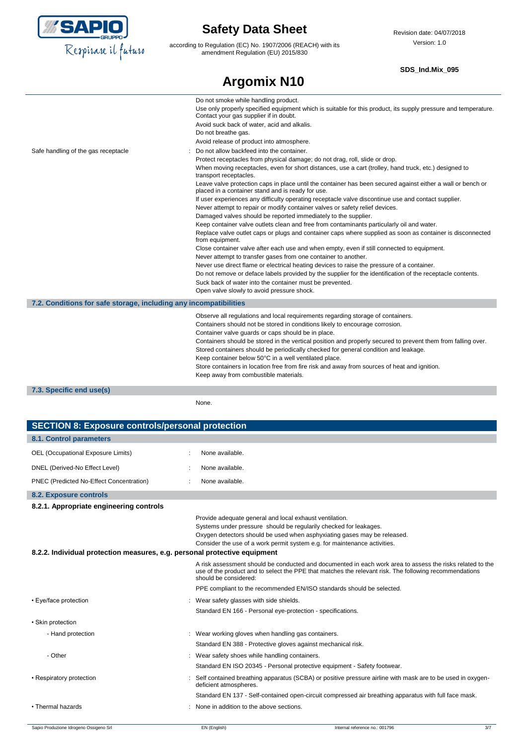Do not smoke while handling product.
Use only properly specified equipment which is suitable for this product, its supply pressure and temperature. Contact your gas supplier if in doubt.
Avoid suck back of water, acid and alkalis.
Do not breathe gas.
Avoid release of product into atmosphere.

Safe handling of the gas receptacle : Do not allow backfeed into the container.
Protect receptacles from physical damage; do not drag, roll, slide or drop.
When moving receptacles, even for short distances, use a cart (trolley, hand truck, etc.) designed to transport receptacles.
Leave valve protection caps in place until the container has been secured against either a wall or bench or placed in a container stand and is ready for use.
If user experiences any difficulty operating receptacle valve discontinue use and contact supplier.
Never attempt to repair or modify container valves or safety relief devices.
Damaged valves should be reported immediately to the supplier.
Keep container valve outlets clean and free from contaminants particularly oil and water.
Replace valve outlet caps or plugs and container caps where supplied as soon as container is disconnected from equipment.
Close container valve after each use and when empty, even if still connected to equipment.
Never attempt to transfer gases from one container to another.
Never use direct flame or electrical heating devices to raise the pressure of a container.
Do not remove or deface labels provided by the supplier for the identification of the receptacle contents.
Suck back of water into the container must be prevented.
Open valve slowly to avoid pressure shock.

### 7.2. Conditions for safe storage, including any incompatibilities

Observe all regulations and local requirements regarding storage of containers.
Containers should not be stored in conditions likely to encourage corrosion.
Container valve guards or caps should be in place.
Containers should be stored in the vertical position and properly secured to prevent them from falling over.
Stored containers should be periodically checked for general condition and leakage.
Keep container below 50°C in a well ventilated place.
Store containers in location free from fire risk and away from sources of heat and ignition.
Keep away from combustible materials.

### 7.3. Specific end use(s)

None.

## SECTION 8: Exposure controls/personal protection

### 8.1. Control parameters

OEL (Occupational Exposure Limits) : None available.

DNEL (Derived-No Effect Level) : None available.

PNEC (Predicted No-Effect Concentration) : None available.

### 8.2. Exposure controls

#### 8.2.1. Appropriate engineering controls

Provide adequate general and local exhaust ventilation.
Systems under pressure should be regularly checked for leakages.
Oxygen detectors should be used when asphyxiating gases may be released.
Consider the use of a work permit system e.g. for maintenance activities.

#### 8.2.2. Individual protection measures, e.g. personal protective equipment

A risk assessment should be conducted and documented in each work area to assess the risks related to the use of the product and to select the PPE that matches the relevant risk. The following recommendations should be considered:

PPE compliant to the recommended EN/ISO standards should be selected.

- Eye/face protection : Wear safety glasses with side shields.
  Standard EN 166 - Personal eye-protection - specifications.
- Skin protection
  - Hand protection : Wear working gloves when handling gas containers.
    Standard EN 388 - Protective gloves against mechanical risk.
  - Other : Wear safety shoes while handling containers.
    Standard EN ISO 20345 - Personal protective equipment - Safety footwear.
- Respiratory protection : Self contained breathing apparatus (SCBA) or positive pressure airline with mask are to be used in oxygen-deficient atmospheres.
  Standard EN 137 - Self-contained open-circuit compressed air breathing apparatus with full face mask.
- Thermal hazards : None in addition to the above sections.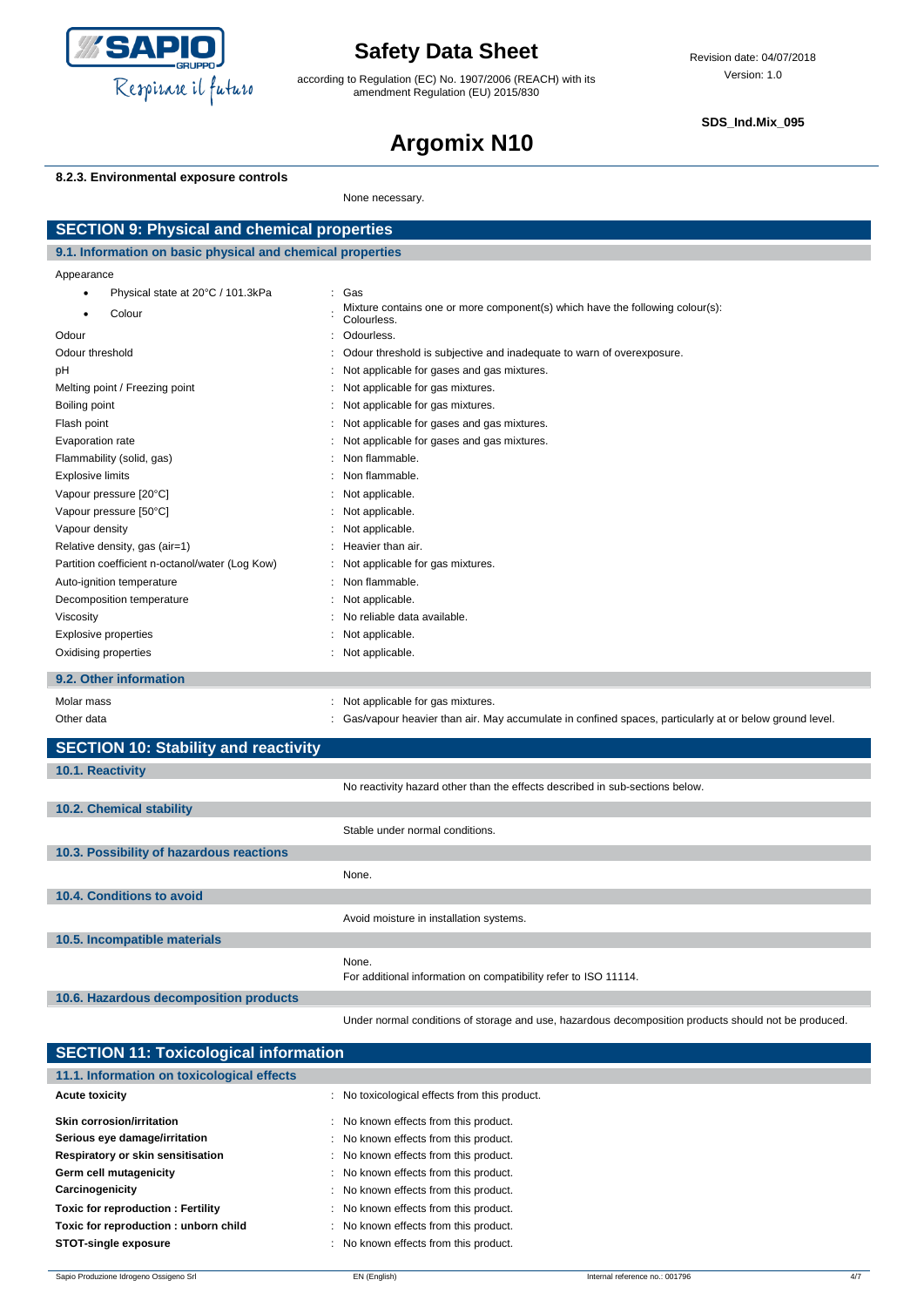#### 8.2.3. Environmental exposure controls

None necessary.

## SECTION 9: Physical and chemical properties

### 9.1. Information on basic physical and chemical properties

Appearance

| Property | Value |
|---|---|
| • Physical state at 20°C / 101.3kPa | : Gas |
| • Colour | : Mixture contains one or more component(s) which have the following colour(s): Colourless. |
| Odour | : Odourless. |
| Odour threshold | : Odour threshold is subjective and inadequate to warn of overexposure. |
| pH | : Not applicable for gases and gas mixtures. |
| Melting point / Freezing point | : Not applicable for gas mixtures. |
| Boiling point | : Not applicable for gas mixtures. |
| Flash point | : Not applicable for gases and gas mixtures. |
| Evaporation rate | : Not applicable for gases and gas mixtures. |
| Flammability (solid, gas) | : Non flammable. |
| Explosive limits | : Non flammable. |
| Vapour pressure [20°C] | : Not applicable. |
| Vapour pressure [50°C] | : Not applicable. |
| Vapour density | : Not applicable. |
| Relative density, gas (air=1) | : Heavier than air. |
| Partition coefficient n-octanol/water (Log Kow) | : Not applicable for gas mixtures. |
| Auto-ignition temperature | : Non flammable. |
| Decomposition temperature | : Not applicable. |
| Viscosity | : No reliable data available. |
| Explosive properties | : Not applicable. |
| Oxidising properties | : Not applicable. |

### 9.2. Other information

| Property | Value |
|---|---|
| Molar mass | : Not applicable for gas mixtures. |
| Other data | : Gas/vapour heavier than air. May accumulate in confined spaces, particularly at or below ground level. |

## SECTION 10: Stability and reactivity

### 10.1. Reactivity

No reactivity hazard other than the effects described in sub-sections below.

### 10.2. Chemical stability

Stable under normal conditions.

### 10.3. Possibility of hazardous reactions

None.

### 10.4. Conditions to avoid

Avoid moisture in installation systems.

### 10.5. Incompatible materials

None.
For additional information on compatibility refer to ISO 11114.

### 10.6. Hazardous decomposition products

Under normal conditions of storage and use, hazardous decomposition products should not be produced.

## SECTION 11: Toxicological information

### 11.1. Information on toxicological effects

| Effect | Value |
|---|---|
| **Acute toxicity** | : No toxicological effects from this product. |
| **Skin corrosion/irritation** | : No known effects from this product. |
| **Serious eye damage/irritation** | : No known effects from this product. |
| **Respiratory or skin sensitisation** | : No known effects from this product. |
| **Germ cell mutagenicity** | : No known effects from this product. |
| **Carcinogenicity** | : No known effects from this product. |
| **Toxic for reproduction : Fertility** | : No known effects from this product. |
| **Toxic for reproduction : unborn child** | : No known effects from this product. |
| **STOT-single exposure** | : No known effects from this product. |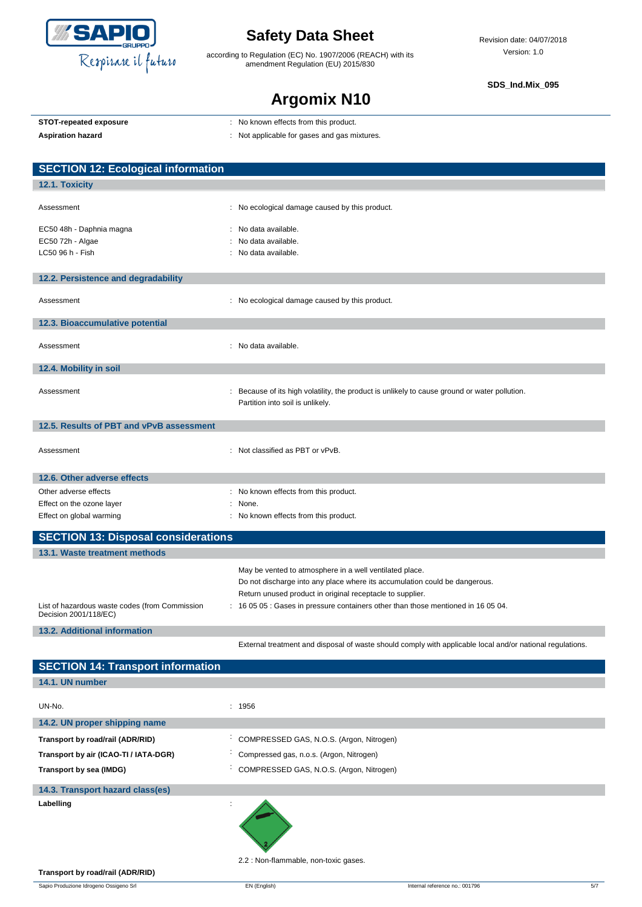| | |
|---|---|
| **STOT-repeated exposure** | : No known effects from this product. |
| **Aspiration hazard** | : Not applicable for gases and gas mixtures. |

## SECTION 12: Ecological information

### 12.1. Toxicity

| | |
|---|---|
| Assessment | : No ecological damage caused by this product. |
| EC50 48h - Daphnia magna | : No data available. |
| EC50 72h - Algae | : No data available. |
| LC50 96 h - Fish | : No data available. |

### 12.2. Persistence and degradability

| | |
|---|---|
| Assessment | : No ecological damage caused by this product. |

### 12.3. Bioaccumulative potential

| | |
|---|---|
| Assessment | : No data available. |

### 12.4. Mobility in soil

| | |
|---|---|
| Assessment | : Because of its high volatility, the product is unlikely to cause ground or water pollution. Partition into soil is unlikely. |

### 12.5. Results of PBT and vPvB assessment

| | |
|---|---|
| Assessment | : Not classified as PBT or vPvB. |

### 12.6. Other adverse effects

| | |
|---|---|
| Other adverse effects | : No known effects from this product. |
| Effect on the ozone layer | : None. |
| Effect on global warming | : No known effects from this product. |

## SECTION 13: Disposal considerations

### 13.1. Waste treatment methods

May be vented to atmosphere in a well ventilated place.
Do not discharge into any place where its accumulation could be dangerous.
Return unused product in original receptacle to supplier.

| | |
|---|---|
| List of hazardous waste codes (from Commission Decision 2001/118/EC) | : 16 05 05 : Gases in pressure containers other than those mentioned in 16 05 04. |

### 13.2. Additional information

External treatment and disposal of waste should comply with applicable local and/or national regulations.

## SECTION 14: Transport information

### 14.1. UN number

| | |
|---|---|
| UN-No. | : 1956 |

### 14.2. UN proper shipping name

| | |
|---|---|
| **Transport by road/rail (ADR/RID)** | : COMPRESSED GAS, N.O.S. (Argon, Nitrogen) |
| **Transport by air (ICAO-TI / IATA-DGR)** | : Compressed gas, n.o.s. (Argon, Nitrogen) |
| **Transport by sea (IMDG)** | : COMPRESSED GAS, N.O.S. (Argon, Nitrogen) |

### 14.3. Transport hazard class(es)

**Labelling** :

2.2 : Non-flammable, non-toxic gases.

**Transport by road/rail (ADR/RID)**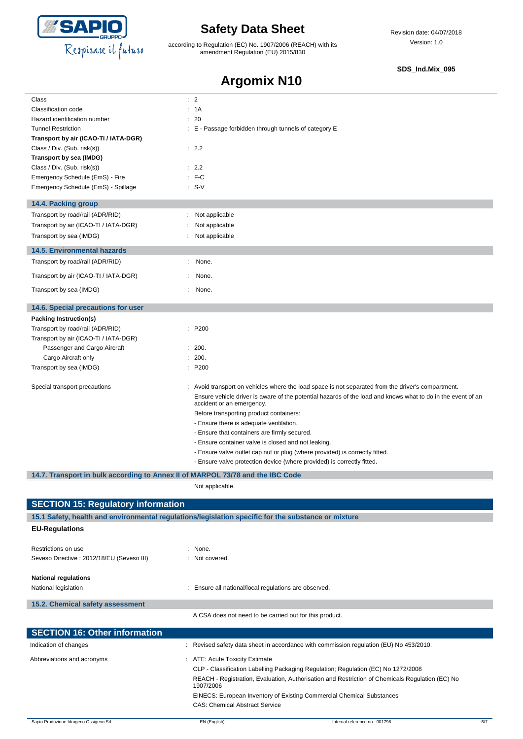| | |
|---|---|
| Class | : 2 |
| Classification code | : 1A |
| Hazard identification number | : 20 |
| Tunnel Restriction | : E - Passage forbidden through tunnels of category E |
| **Transport by air (ICAO-TI / IATA-DGR)** | |
| Class / Div. (Sub. risk(s)) | : 2.2 |
| **Transport by sea (IMDG)** | |
| Class / Div. (Sub. risk(s)) | : 2.2 |
| Emergency Schedule (EmS) - Fire | : F-C |
| Emergency Schedule (EmS) - Spillage | : S-V |

### 14.4. Packing group

| | |
|---|---|
| Transport by road/rail (ADR/RID) | : Not applicable |
| Transport by air (ICAO-TI / IATA-DGR) | : Not applicable |
| Transport by sea (IMDG) | : Not applicable |

### 14.5. Environmental hazards

| | |
|---|---|
| Transport by road/rail (ADR/RID) | : None. |
| Transport by air (ICAO-TI / IATA-DGR) | : None. |
| Transport by sea (IMDG) | : None. |

### 14.6. Special precautions for user

**Packing Instruction(s)**

| | |
|---|---|
| Transport by road/rail (ADR/RID) | : P200 |
| Transport by air (ICAO-TI / IATA-DGR) | |
| Passenger and Cargo Aircraft | : 200. |
| Cargo Aircraft only | : 200. |
| Transport by sea (IMDG) | : P200 |

Special transport precautions : Avoid transport on vehicles where the load space is not separated from the driver's compartment.

Ensure vehicle driver is aware of the potential hazards of the load and knows what to do in the event of an accident or an emergency.

Before transporting product containers:

- Ensure there is adequate ventilation.
- Ensure that containers are firmly secured.
- Ensure container valve is closed and not leaking.
- Ensure valve outlet cap nut or plug (where provided) is correctly fitted.
- Ensure valve protection device (where provided) is correctly fitted.

### 14.7. Transport in bulk according to Annex II of MARPOL 73/78 and the IBC Code

Not applicable.

## SECTION 15: Regulatory information

### 15.1 Safety, health and environmental regulations/legislation specific for the substance or mixture

**EU-Regulations**

| | |
|---|---|
| Restrictions on use | : None. |
| Seveso Directive : 2012/18/EU (Seveso III) | : Not covered. |

**National regulations**

| | |
|---|---|
| National legislation | : Ensure all national/local regulations are observed. |

### 15.2. Chemical safety assessment

A CSA does not need to be carried out for this product.

## SECTION 16: Other information

Indication of changes : Revised safety data sheet in accordance with commission regulation (EU) No 453/2010.

Abbreviations and acronyms : ATE: Acute Toxicity Estimate

CLP - Classification Labelling Packaging Regulation; Regulation (EC) No 1272/2008

REACH - Registration, Evaluation, Authorisation and Restriction of Chemicals Regulation (EC) No 1907/2006

EINECS: European Inventory of Existing Commercial Chemical Substances

CAS: Chemical Abstract Service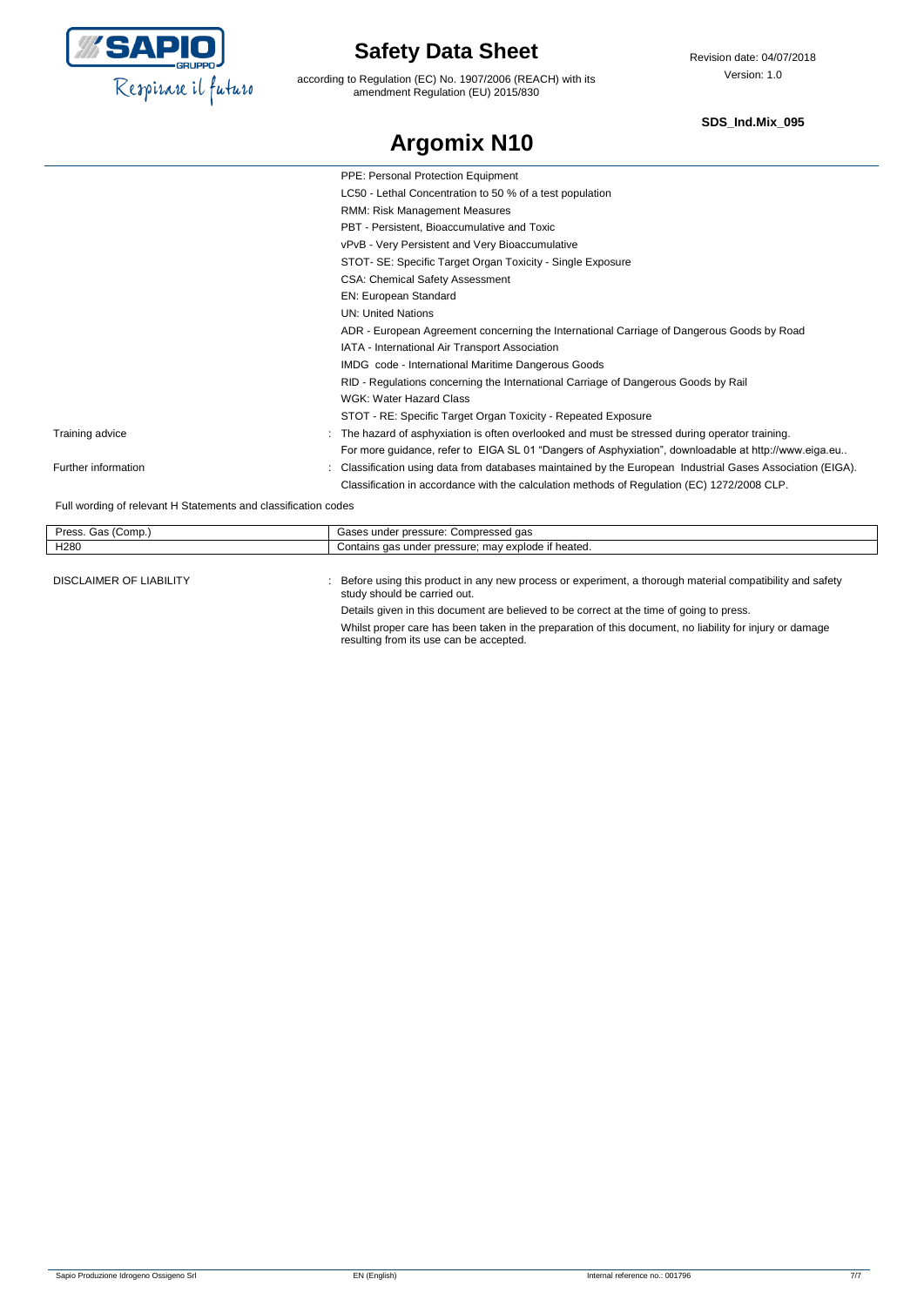PPE: Personal Protection Equipment
LC50 - Lethal Concentration to 50 % of a test population
RMM: Risk Management Measures
PBT - Persistent, Bioaccumulative and Toxic
vPvB - Very Persistent and Very Bioaccumulative
STOT- SE: Specific Target Organ Toxicity - Single Exposure
CSA: Chemical Safety Assessment
EN: European Standard
UN: United Nations
ADR - European Agreement concerning the International Carriage of Dangerous Goods by Road
IATA - International Air Transport Association
IMDG code - International Maritime Dangerous Goods
RID - Regulations concerning the International Carriage of Dangerous Goods by Rail
WGK: Water Hazard Class
STOT - RE: Specific Target Organ Toxicity - Repeated Exposure

Training advice : The hazard of asphyxiation is often overlooked and must be stressed during operator training. For more guidance, refer to EIGA SL 01 "Dangers of Asphyxiation", downloadable at http://www.eiga.eu..

Further information : Classification using data from databases maintained by the European Industrial Gases Association (EIGA). Classification in accordance with the calculation methods of Regulation (EC) 1272/2008 CLP.

Full wording of relevant H Statements and classification codes

| | |
|---|---|
| Press. Gas (Comp.) | Gases under pressure: Compressed gas |
| H280 | Contains gas under pressure; may explode if heated. |

DISCLAIMER OF LIABILITY : Before using this product in any new process or experiment, a thorough material compatibility and safety study should be carried out.

Details given in this document are believed to be correct at the time of going to press.

Whilst proper care has been taken in the preparation of this document, no liability for injury or damage resulting from its use can be accepted.